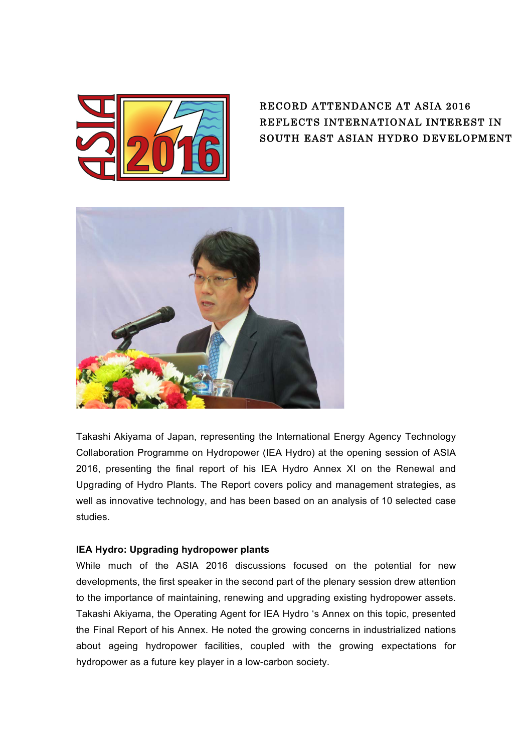# RECORD ATTENDANCE AT ASIA 2016 REFLECTS INTERNATIONAL INTEREST IN SOUTH EAST ASIAN HYDRO DEVELOPMENT

Takashi Akiyama of Japan, representing the International Energy Agency Technology Collaboration Programme on Hydropower (IEA Hydro) at the opening session of ASIA 2016, presenting the final report of his IEA Hydro Annex XI on the Renewal and Upgrading of Hydro Plants. The Report covers policy and management strategies, as well as innovative technology, and has been based on an analysis of 10 selected case studies.

**IEA Hydro: Upgrading hydropower plants**

While much of the ASIA 2016 discussions focused on the potential for new developments, the first speaker in the second part of the plenary session drew attention to the importance of maintaining, renewing and upgrading existing hydropower assets. Takashi Akiyama, the Operating Agent for IEA Hydro 's Annex on this topic, presented the Final Report of his Annex. He noted the growing concerns in industrialized nations about ageing hydropower facilities, coupled with the growing expectations for hydropower as a future key player in a low-carbon society.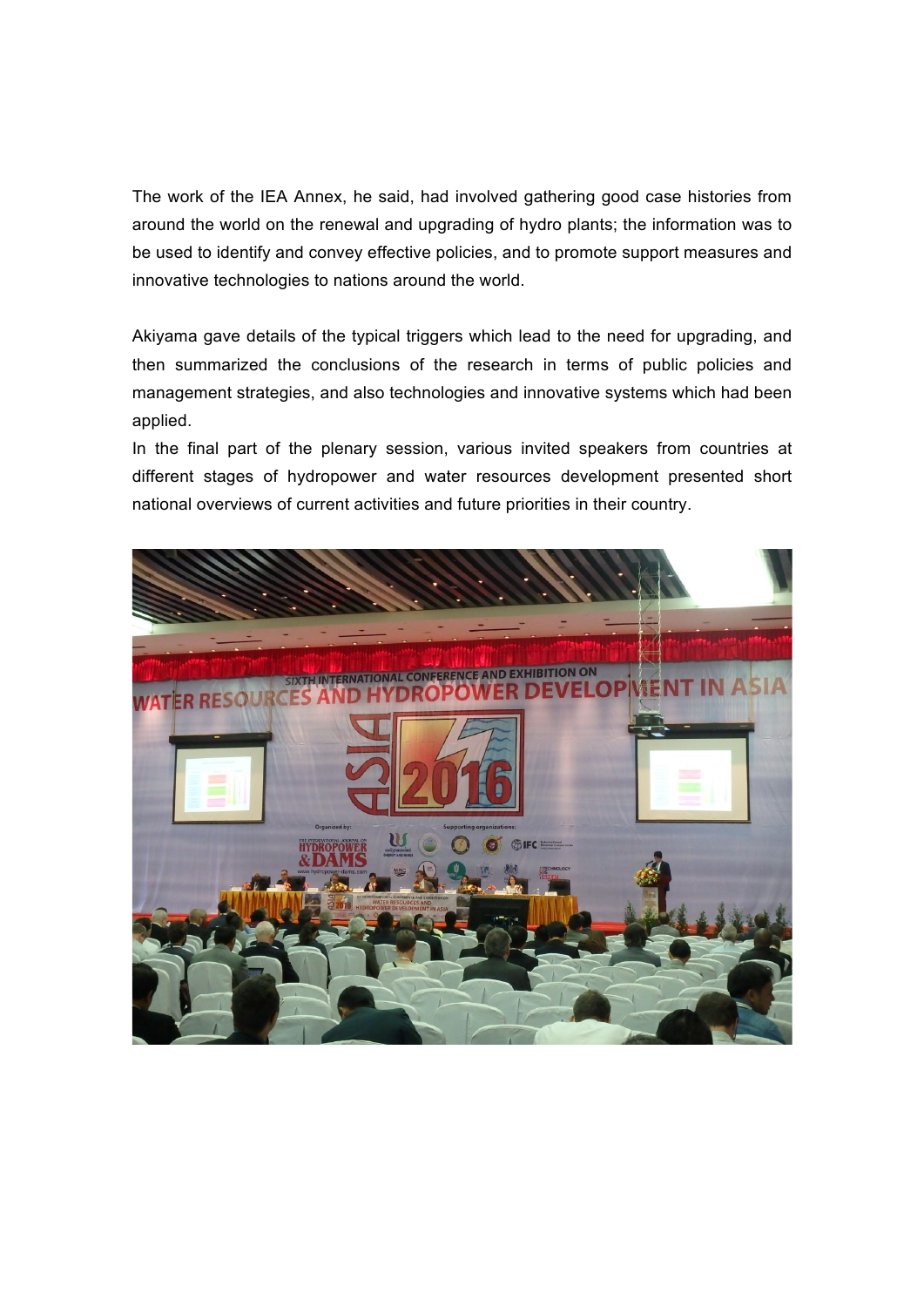The work of the IEA Annex, he said, had involved gathering good case histories from around the world on the renewal and upgrading of hydro plants; the information was to be used to identify and convey effective policies, and to promote support measures and innovative technologies to nations around the world.

Akiyama gave details of the typical triggers which lead to the need for upgrading, and then summarized the conclusions of the research in terms of public policies and management strategies, and also technologies and innovative systems which had been applied.

In the final part of the plenary session, various invited speakers from countries at different stages of hydropower and water resources development presented short national overviews of current activities and future priorities in their country.